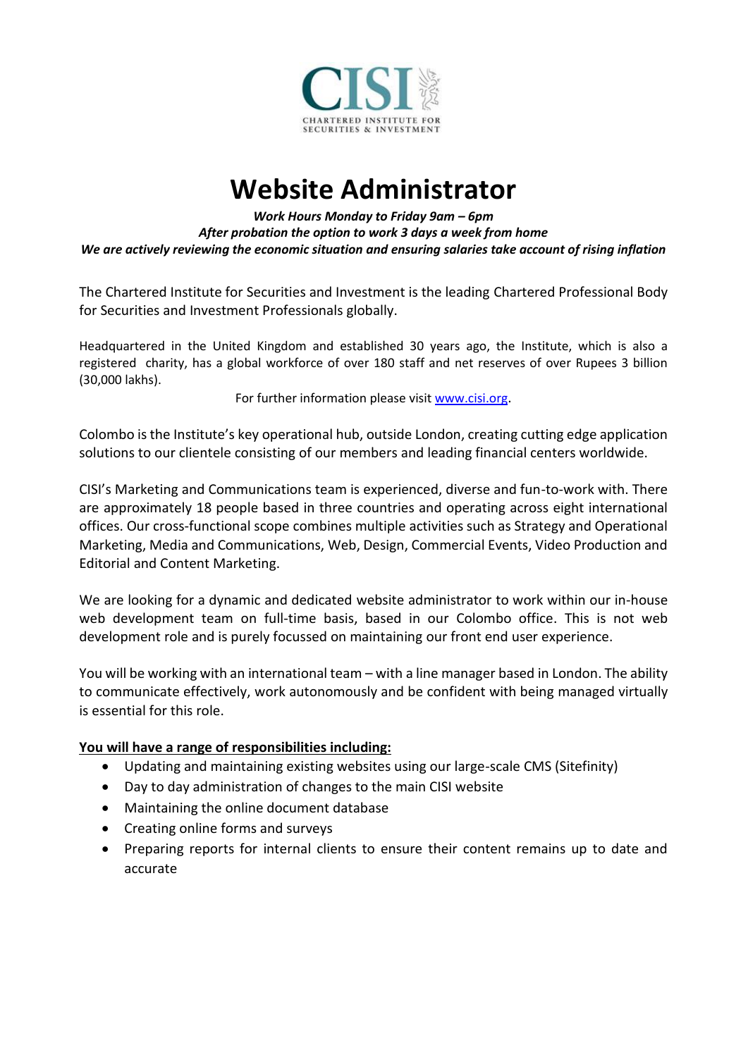CISI

CHARTERED INSTITUTE FOR SECURITIES & INVESTMENT

# Website Administrator

***Work Hours Monday to Friday 9am – 6pm***
***After probation the option to work 3 days a week from home***
***We are actively reviewing the economic situation and ensuring salaries take account of rising inflation***

The Chartered Institute for Securities and Investment is the leading Chartered Professional Body for Securities and Investment Professionals globally.

Headquartered in the United Kingdom and established 30 years ago, the Institute, which is also a registered charity, has a global workforce of over 180 staff and net reserves of over Rupees 3 billion (30,000 lakhs).

For further information please visit [www.cisi.org](http://www.cisi.org).

Colombo is the Institute's key operational hub, outside London, creating cutting edge application solutions to our clientele consisting of our members and leading financial centers worldwide.

CISI's Marketing and Communications team is experienced, diverse and fun-to-work with. There are approximately 18 people based in three countries and operating across eight international offices. Our cross-functional scope combines multiple activities such as Strategy and Operational Marketing, Media and Communications, Web, Design, Commercial Events, Video Production and Editorial and Content Marketing.

We are looking for a dynamic and dedicated website administrator to work within our in-house web development team on full-time basis, based in our Colombo office. This is not web development role and is purely focussed on maintaining our front end user experience.

You will be working with an international team – with a line manager based in London. The ability to communicate effectively, work autonomously and be confident with being managed virtually is essential for this role.

**<u>You will have a range of responsibilities including:</u>**

- Updating and maintaining existing websites using our large-scale CMS (Sitefinity)
- Day to day administration of changes to the main CISI website
- Maintaining the online document database
- Creating online forms and surveys
- Preparing reports for internal clients to ensure their content remains up to date and accurate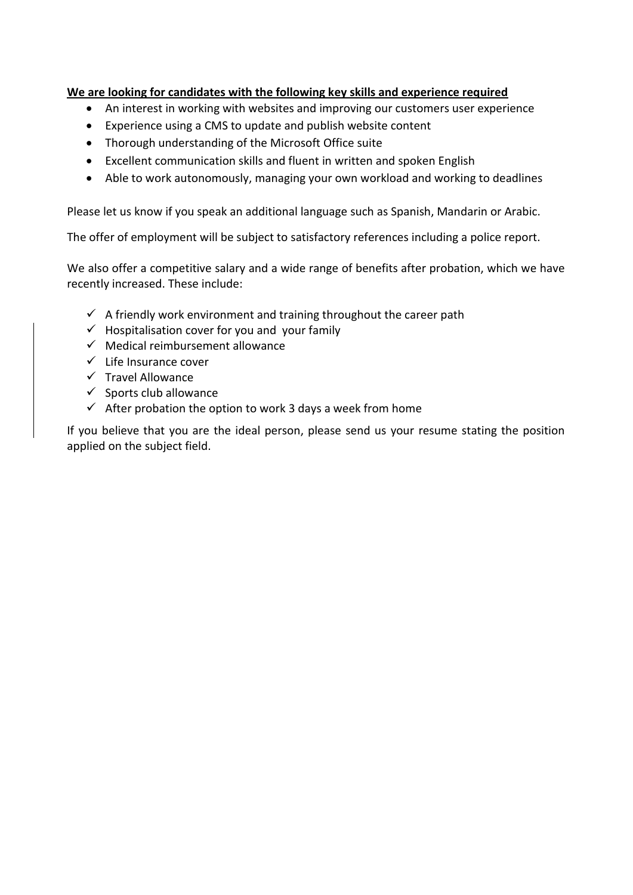**We are looking for candidates with the following key skills and experience required**

- An interest in working with websites and improving our customers user experience
- Experience using a CMS to update and publish website content
- Thorough understanding of the Microsoft Office suite
- Excellent communication skills and fluent in written and spoken English
- Able to work autonomously, managing your own workload and working to deadlines

Please let us know if you speak an additional language such as Spanish, Mandarin or Arabic.

The offer of employment will be subject to satisfactory references including a police report.

We also offer a competitive salary and a wide range of benefits after probation, which we have recently increased. These include:

- ✓ A friendly work environment and training throughout the career path
- ✓ Hospitalisation cover for you and your family
- ✓ Medical reimbursement allowance
- ✓ Life Insurance cover
- ✓ Travel Allowance
- ✓ Sports club allowance
- ✓ After probation the option to work 3 days a week from home

If you believe that you are the ideal person, please send us your resume stating the position applied on the subject field.